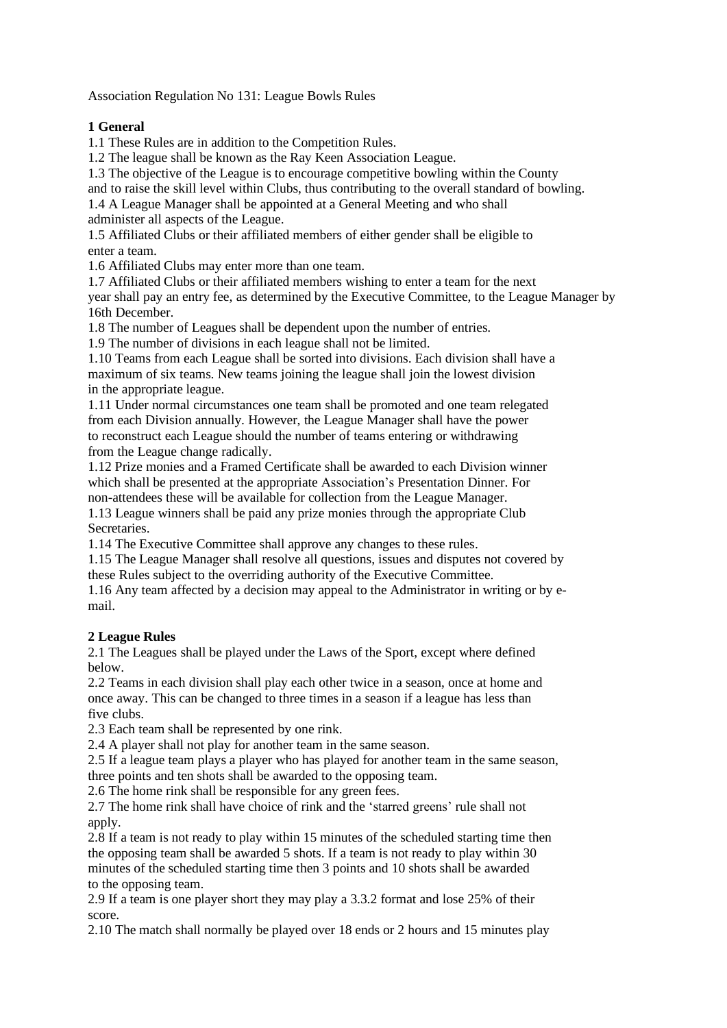Association Regulation No 131: League Bowls Rules

**1 General**

1.1 These Rules are in addition to the Competition Rules.
1.2 The league shall be known as the Ray Keen Association League.
1.3 The objective of the League is to encourage competitive bowling within the County and to raise the skill level within Clubs, thus contributing to the overall standard of bowling.
1.4 A League Manager shall be appointed at a General Meeting and who shall administer all aspects of the League.
1.5 Affiliated Clubs or their affiliated members of either gender shall be eligible to enter a team.
1.6 Affiliated Clubs may enter more than one team.
1.7 Affiliated Clubs or their affiliated members wishing to enter a team for the next year shall pay an entry fee, as determined by the Executive Committee, to the League Manager by 16th December.
1.8 The number of Leagues shall be dependent upon the number of entries.
1.9 The number of divisions in each league shall not be limited.
1.10 Teams from each League shall be sorted into divisions. Each division shall have a maximum of six teams. New teams joining the league shall join the lowest division in the appropriate league.
1.11 Under normal circumstances one team shall be promoted and one team relegated from each Division annually. However, the League Manager shall have the power to reconstruct each League should the number of teams entering or withdrawing from the League change radically.
1.12 Prize monies and a Framed Certificate shall be awarded to each Division winner which shall be presented at the appropriate Association's Presentation Dinner. For non-attendees these will be available for collection from the League Manager.
1.13 League winners shall be paid any prize monies through the appropriate Club Secretaries.
1.14 The Executive Committee shall approve any changes to these rules.
1.15 The League Manager shall resolve all questions, issues and disputes not covered by these Rules subject to the overriding authority of the Executive Committee.
1.16 Any team affected by a decision may appeal to the Administrator in writing or by e-mail.

**2 League Rules**

2.1 The Leagues shall be played under the Laws of the Sport, except where defined below.
2.2 Teams in each division shall play each other twice in a season, once at home and once away. This can be changed to three times in a season if a league has less than five clubs.
2.3 Each team shall be represented by one rink.
2.4 A player shall not play for another team in the same season.
2.5 If a league team plays a player who has played for another team in the same season, three points and ten shots shall be awarded to the opposing team.
2.6 The home rink shall be responsible for any green fees.
2.7 The home rink shall have choice of rink and the 'starred greens' rule shall not apply.
2.8 If a team is not ready to play within 15 minutes of the scheduled starting time then the opposing team shall be awarded 5 shots. If a team is not ready to play within 30 minutes of the scheduled starting time then 3 points and 10 shots shall be awarded to the opposing team.
2.9 If a team is one player short they may play a 3.3.2 format and lose 25% of their score.
2.10 The match shall normally be played over 18 ends or 2 hours and 15 minutes play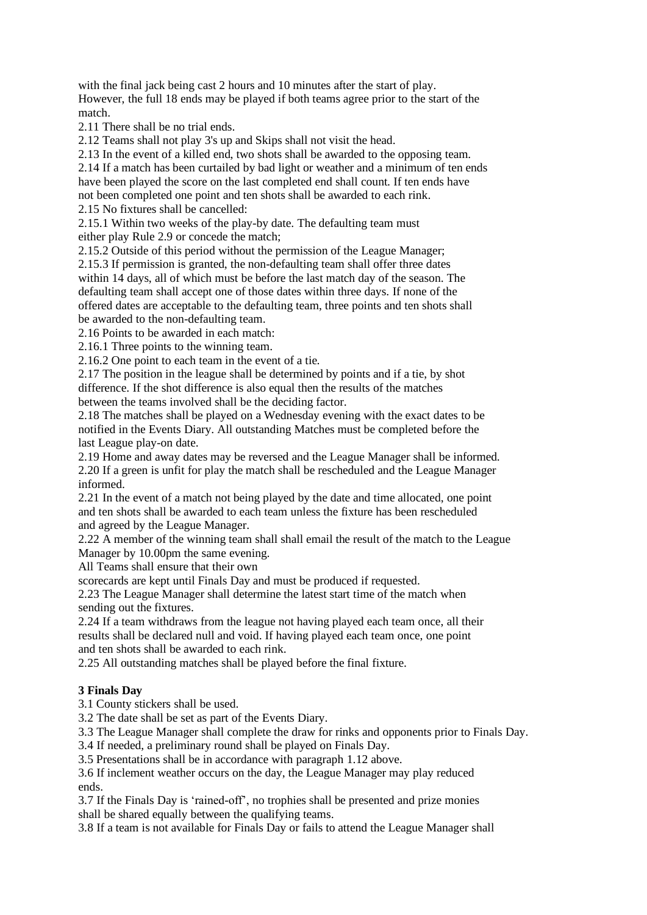with the final jack being cast 2 hours and 10 minutes after the start of play. However, the full 18 ends may be played if both teams agree prior to the start of the match.

2.11 There shall be no trial ends.

2.12 Teams shall not play 3's up and Skips shall not visit the head.

2.13 In the event of a killed end, two shots shall be awarded to the opposing team.

2.14 If a match has been curtailed by bad light or weather and a minimum of ten ends have been played the score on the last completed end shall count. If ten ends have not been completed one point and ten shots shall be awarded to each rink.

2.15 No fixtures shall be cancelled:

2.15.1 Within two weeks of the play-by date. The defaulting team must either play Rule 2.9 or concede the match;

2.15.2 Outside of this period without the permission of the League Manager;

2.15.3 If permission is granted, the non-defaulting team shall offer three dates within 14 days, all of which must be before the last match day of the season. The defaulting team shall accept one of those dates within three days. If none of the offered dates are acceptable to the defaulting team, three points and ten shots shall be awarded to the non-defaulting team.

2.16 Points to be awarded in each match:

2.16.1 Three points to the winning team.

2.16.2 One point to each team in the event of a tie.

2.17 The position in the league shall be determined by points and if a tie, by shot difference. If the shot difference is also equal then the results of the matches between the teams involved shall be the deciding factor.

2.18 The matches shall be played on a Wednesday evening with the exact dates to be notified in the Events Diary. All outstanding Matches must be completed before the last League play-on date.

2.19 Home and away dates may be reversed and the League Manager shall be informed.

2.20 If a green is unfit for play the match shall be rescheduled and the League Manager informed.

2.21 In the event of a match not being played by the date and time allocated, one point and ten shots shall be awarded to each team unless the fixture has been rescheduled and agreed by the League Manager.

2.22 A member of the winning team shall shall email the result of the match to the League Manager by 10.00pm the same evening.

All Teams shall ensure that their own scorecards are kept until Finals Day and must be produced if requested.

2.23 The League Manager shall determine the latest start time of the match when sending out the fixtures.

2.24 If a team withdraws from the league not having played each team once, all their results shall be declared null and void. If having played each team once, one point and ten shots shall be awarded to each rink.

2.25 All outstanding matches shall be played before the final fixture.

### 3 Finals Day

3.1 County stickers shall be used.

3.2 The date shall be set as part of the Events Diary.

3.3 The League Manager shall complete the draw for rinks and opponents prior to Finals Day.

3.4 If needed, a preliminary round shall be played on Finals Day.

3.5 Presentations shall be in accordance with paragraph 1.12 above.

3.6 If inclement weather occurs on the day, the League Manager may play reduced ends.

3.7 If the Finals Day is 'rained-off', no trophies shall be presented and prize monies shall be shared equally between the qualifying teams.

3.8 If a team is not available for Finals Day or fails to attend the League Manager shall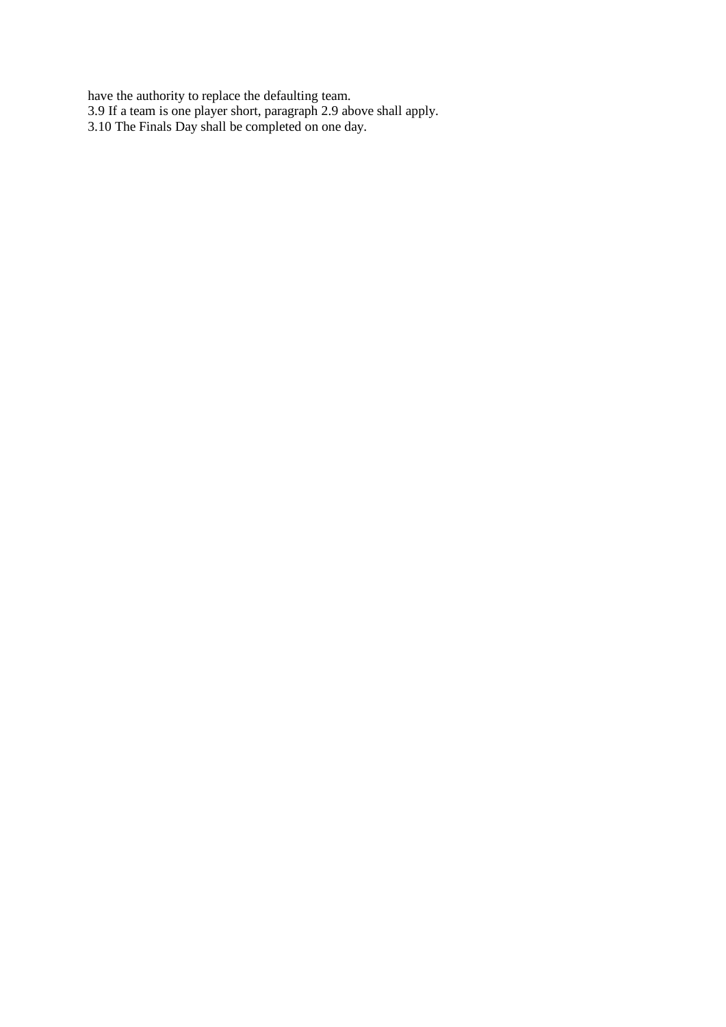have the authority to replace the defaulting team.

3.9 If a team is one player short, paragraph 2.9 above shall apply.

3.10 The Finals Day shall be completed on one day.